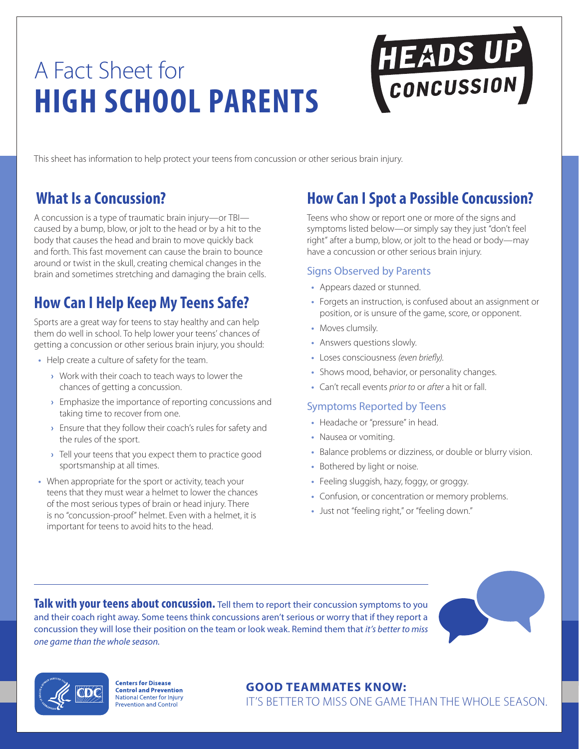# A Fact Sheet for **HIGH SCHOOL PARENTS**

HEADS UP CONCUSSION

This sheet has information to help protect your teens from concussion or other serious brain injury.

## What Is a Concussion?

A concussion is a type of traumatic brain injury—or TBI—caused by a bump, blow, or jolt to the head or by a hit to the body that causes the head and brain to move quickly back and forth. This fast movement can cause the brain to bounce around or twist in the skull, creating chemical changes in the brain and sometimes stretching and damaging the brain cells.

## How Can I Help Keep My Teens Safe?

Sports are a great way for teens to stay healthy and can help them do well in school. To help lower your teens' chances of getting a concussion or other serious brain injury, you should:

- Help create a culture of safety for the team.
  - Work with their coach to teach ways to lower the chances of getting a concussion.
  - Emphasize the importance of reporting concussions and taking time to recover from one.
  - Ensure that they follow their coach's rules for safety and the rules of the sport.
  - Tell your teens that you expect them to practice good sportsmanship at all times.
- When appropriate for the sport or activity, teach your teens that they must wear a helmet to lower the chances of the most serious types of brain or head injury. There is no "concussion-proof" helmet. Even with a helmet, it is important for teens to avoid hits to the head.

## How Can I Spot a Possible Concussion?

Teens who show or report one or more of the signs and symptoms listed below—or simply say they just "don't feel right" after a bump, blow, or jolt to the head or body—may have a concussion or other serious brain injury.

### Signs Observed by Parents

- Appears dazed or stunned.
- Forgets an instruction, is confused about an assignment or position, or is unsure of the game, score, or opponent.
- Moves clumsily.
- Answers questions slowly.
- Loses consciousness *(even briefly).*
- Shows mood, behavior, or personality changes.
- Can't recall events *prior to* or *after* a hit or fall.

### Symptoms Reported by Teens

- Headache or "pressure" in head.
- Nausea or vomiting.
- Balance problems or dizziness, or double or blurry vision.
- Bothered by light or noise.
- Feeling sluggish, hazy, foggy, or groggy.
- Confusion, or concentration or memory problems.
- Just not "feeling right," or "feeling down."

**Talk with your teens about concussion.** Tell them to report their concussion symptoms to you and their coach right away. Some teens think concussions aren't serious or worry that if they report a concussion they will lose their position on the team or look weak. Remind them that *it's better to miss one game than the whole season.*

Centers for Disease Control and Prevention
National Center for Injury Prevention and Control

**GOOD TEAMMATES KNOW:**
IT'S BETTER TO MISS ONE GAME THAN THE WHOLE SEASON.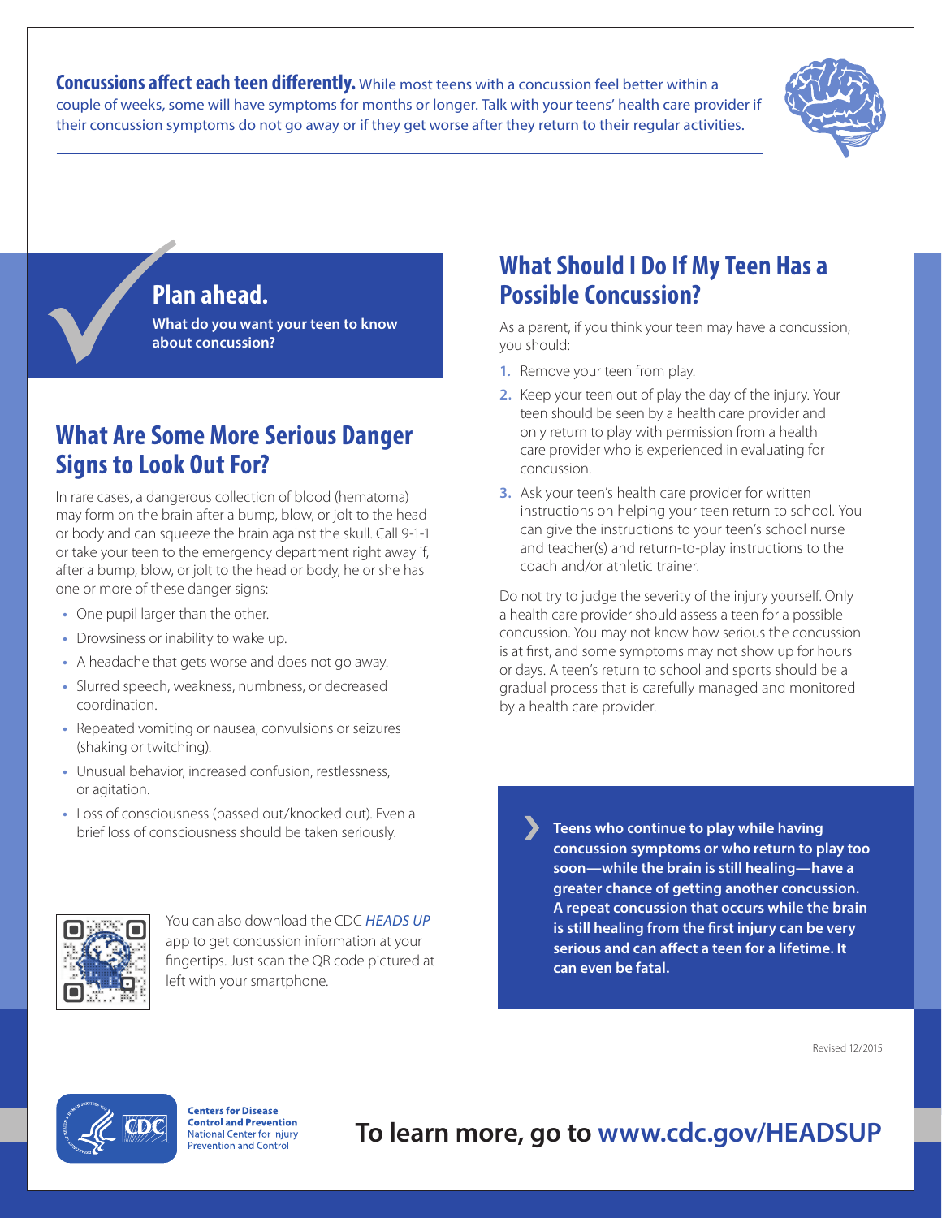**Concussions affect each teen differently.** While most teens with a concussion feel better within a couple of weeks, some will have symptoms for months or longer. Talk with your teens' health care provider if their concussion symptoms do not go away or if they get worse after they return to their regular activities.

## Plan ahead.

**What do you want your teen to know about concussion?**

## What Are Some More Serious Danger Signs to Look Out For?

In rare cases, a dangerous collection of blood (hematoma) may form on the brain after a bump, blow, or jolt to the head or body and can squeeze the brain against the skull. Call 9-1-1 or take your teen to the emergency department right away if, after a bump, blow, or jolt to the head or body, he or she has one or more of these danger signs:

- One pupil larger than the other.
- Drowsiness or inability to wake up.
- A headache that gets worse and does not go away.
- Slurred speech, weakness, numbness, or decreased coordination.
- Repeated vomiting or nausea, convulsions or seizures (shaking or twitching).
- Unusual behavior, increased confusion, restlessness, or agitation.
- Loss of consciousness (passed out/knocked out). Even a brief loss of consciousness should be taken seriously.

You can also download the CDC *HEADS UP* app to get concussion information at your fingertips. Just scan the QR code pictured at left with your smartphone.

## What Should I Do If My Teen Has a Possible Concussion?

As a parent, if you think your teen may have a concussion, you should:

1. Remove your teen from play.
2. Keep your teen out of play the day of the injury. Your teen should be seen by a health care provider and only return to play with permission from a health care provider who is experienced in evaluating for concussion.
3. Ask your teen's health care provider for written instructions on helping your teen return to school. You can give the instructions to your teen's school nurse and teacher(s) and return-to-play instructions to the coach and/or athletic trainer.

Do not try to judge the severity of the injury yourself. Only a health care provider should assess a teen for a possible concussion. You may not know how serious the concussion is at first, and some symptoms may not show up for hours or days. A teen's return to school and sports should be a gradual process that is carefully managed and monitored by a health care provider.

**Teens who continue to play while having concussion symptoms or who return to play too soon—while the brain is still healing—have a greater chance of getting another concussion. A repeat concussion that occurs while the brain is still healing from the first injury can be very serious and can affect a teen for a lifetime. It can even be fatal.**

Revised 12/2015

Centers for Disease Control and Prevention
National Center for Injury Prevention and Control

**To learn more, go to www.cdc.gov/HEADSUP**